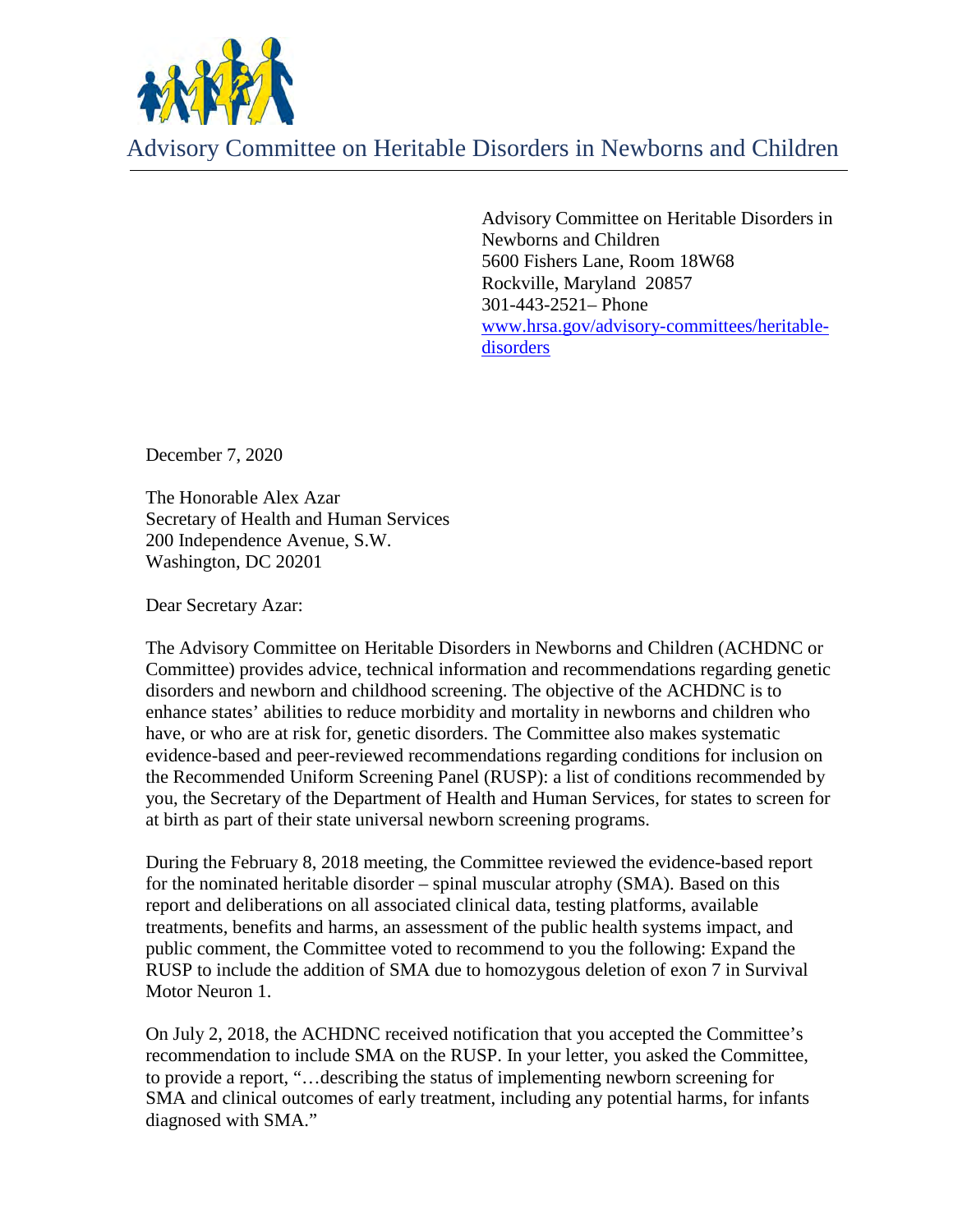# Advisory Committee on Heritable Disorders in Newborns and Children

Advisory Committee on Heritable Disorders in Newborns and Children
5600 Fishers Lane, Room 18W68
Rockville, Maryland 20857
301-443-2521– Phone
[www.hrsa.gov/advisory-committees/heritable-disorders](http://www.hrsa.gov/advisory-committees/heritable-disorders)

December 7, 2020

The Honorable Alex Azar
Secretary of Health and Human Services
200 Independence Avenue, S.W.
Washington, DC 20201

Dear Secretary Azar:

The Advisory Committee on Heritable Disorders in Newborns and Children (ACHDNC or Committee) provides advice, technical information and recommendations regarding genetic disorders and newborn and childhood screening. The objective of the ACHDNC is to enhance states' abilities to reduce morbidity and mortality in newborns and children who have, or who are at risk for, genetic disorders. The Committee also makes systematic evidence-based and peer-reviewed recommendations regarding conditions for inclusion on the Recommended Uniform Screening Panel (RUSP): a list of conditions recommended by you, the Secretary of the Department of Health and Human Services, for states to screen for at birth as part of their state universal newborn screening programs.

During the February 8, 2018 meeting, the Committee reviewed the evidence-based report for the nominated heritable disorder – spinal muscular atrophy (SMA). Based on this report and deliberations on all associated clinical data, testing platforms, available treatments, benefits and harms, an assessment of the public health systems impact, and public comment, the Committee voted to recommend to you the following: Expand the RUSP to include the addition of SMA due to homozygous deletion of exon 7 in Survival Motor Neuron 1.

On July 2, 2018, the ACHDNC received notification that you accepted the Committee's recommendation to include SMA on the RUSP. In your letter, you asked the Committee, to provide a report, "…describing the status of implementing newborn screening for SMA and clinical outcomes of early treatment, including any potential harms, for infants diagnosed with SMA."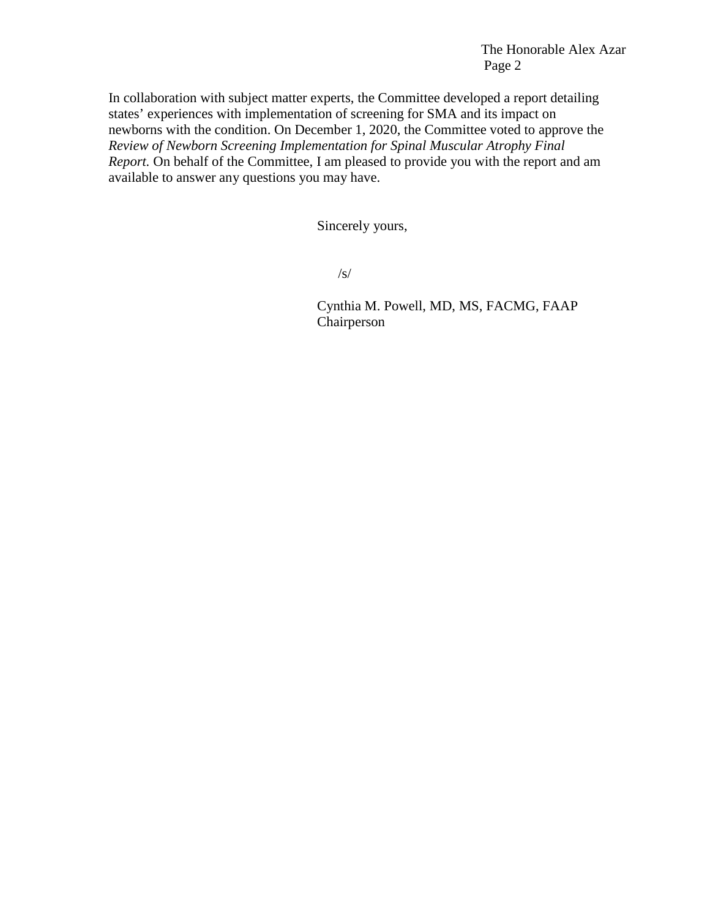In collaboration with subject matter experts, the Committee developed a report detailing states' experiences with implementation of screening for SMA and its impact on newborns with the condition. On December 1, 2020, the Committee voted to approve the *Review of Newborn Screening Implementation for Spinal Muscular Atrophy Final Report.* On behalf of the Committee, I am pleased to provide you with the report and am available to answer any questions you may have.

Sincerely yours,

/s/

Cynthia M. Powell, MD, MS, FACMG, FAAP
Chairperson